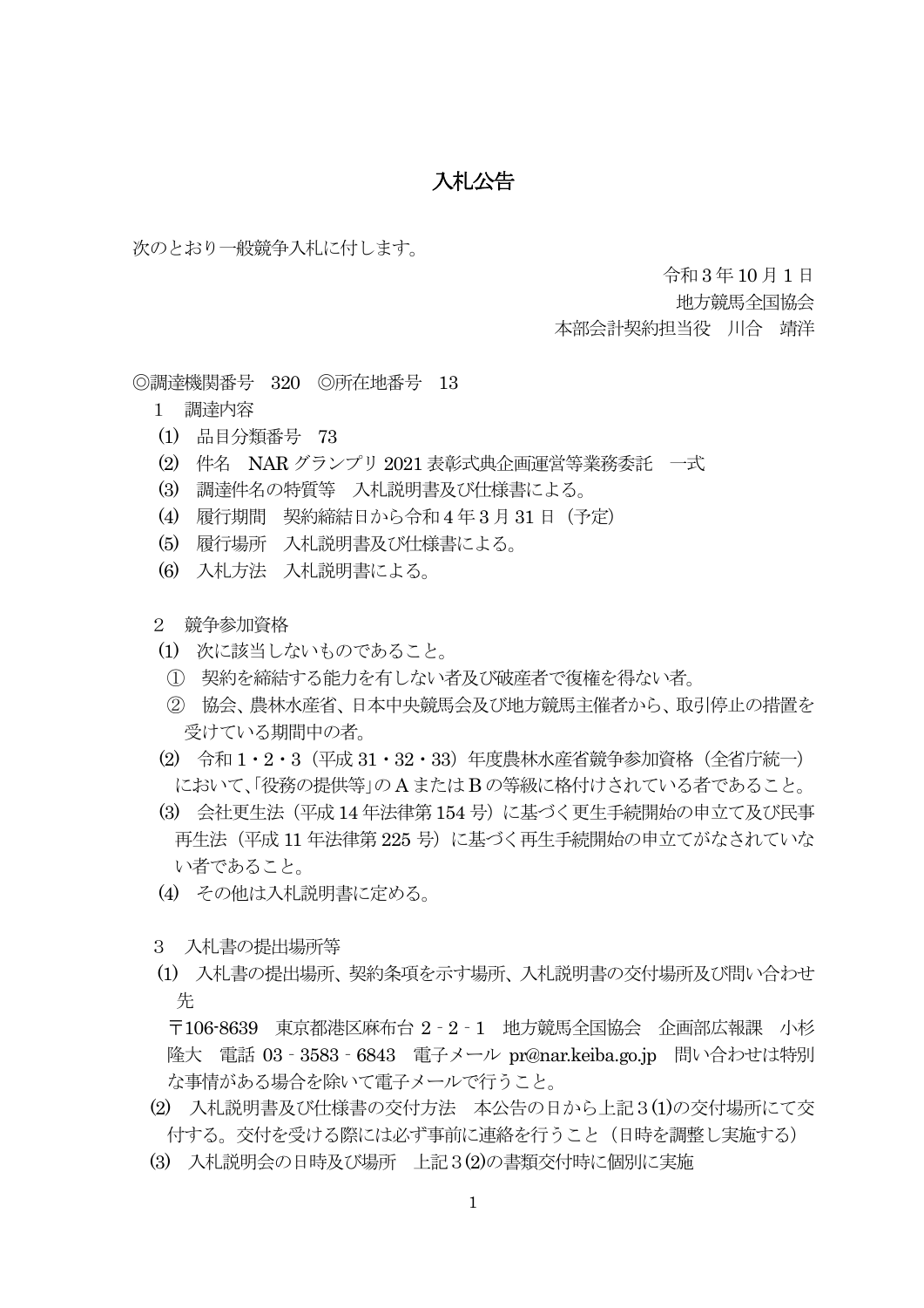# 入札公告

次のとおり一般競争入札に付します。

令和３年 10 月１日
地方競馬全国協会
本部会計契約担当役　川合　靖洋

◎調達機関番号　320　◎所在地番号　13

１　調達内容

⑴　品目分類番号　73

⑵　件名　NAR グランプリ 2021 表彰式典企画運営等業務委託　一式

⑶　調達件名の特質等　入札説明書及び仕様書による。

⑷　履行期間　契約締結日から令和４年３月 31 日（予定）

⑸　履行場所　入札説明書及び仕様書による。

⑹　入札方法　入札説明書による。

２　競争参加資格

⑴　次に該当しないものであること。

①　契約を締結する能力を有しない者及び破産者で復権を得ない者。

②　協会、農林水産省、日本中央競馬会及び地方競馬主催者から、取引停止の措置を受けている期間中の者。

⑵　令和１・２・３（平成 31・32・33）年度農林水産省競争参加資格（全省庁統一）において、「役務の提供等」の A または B の等級に格付けされている者であること。

⑶　会社更生法（平成 14 年法律第 154 号）に基づく更生手続開始の申立て及び民事再生法（平成 11 年法律第 225 号）に基づく再生手続開始の申立てがなされていない者であること。

⑷　その他は入札説明書に定める。

３　入札書の提出場所等

⑴　入札書の提出場所、契約条項を示す場所、入札説明書の交付場所及び問い合わせ先

〒106-8639　東京都港区麻布台２‐２‐１　地方競馬全国協会　企画部広報課　小杉　隆大　電話 03‐3583‐6843　電子メール pr@nar.keiba.go.jp　問い合わせは特別な事情がある場合を除いて電子メールで行うこと。

⑵　入札説明書及び仕様書の交付方法　本公告の日から上記３⑴の交付場所にて交付する。交付を受ける際には必ず事前に連絡を行うこと（日時を調整し実施する）

⑶　入札説明会の日時及び場所　上記３⑵の書類交付時に個別に実施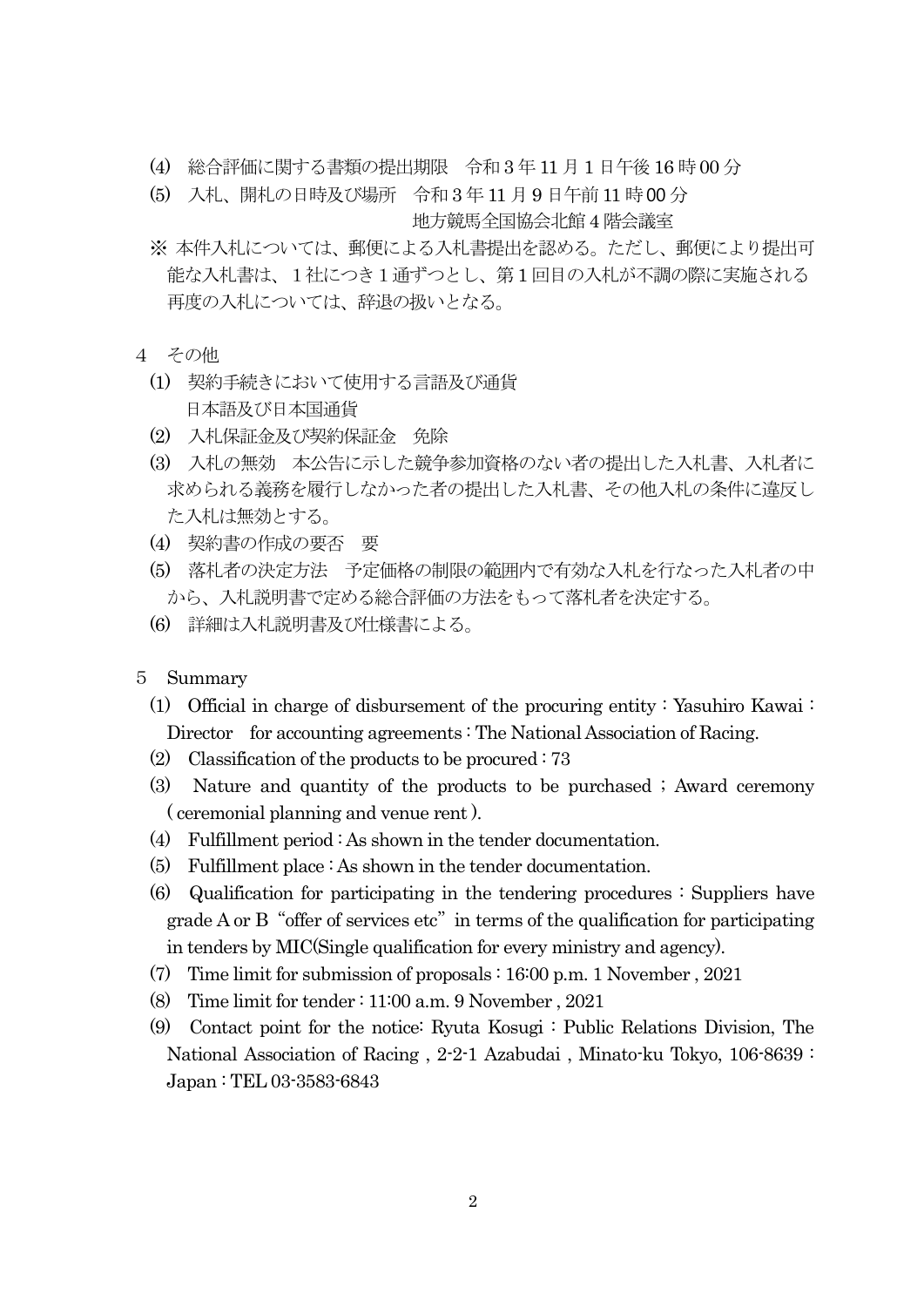(4) 総合評価に関する書類の提出期限　令和 3 年 11 月 1 日午後 16 時 00 分

(5) 入札、開札の日時及び場所　令和 3 年 11 月 9 日午前 11 時 00 分
　　　　　　　　　　　　　　　地方競馬全国協会北館 4 階会議室

※ 本件入札については、郵便による入札書提出を認める。ただし、郵便により提出可能な入札書は、１社につき１通ずつとし、第１回目の入札が不調の際に実施される再度の入札については、辞退の扱いとなる。

4　その他

(1) 契約手続きにおいて使用する言語及び通貨
　　日本語及び日本国通貨

(2) 入札保証金及び契約保証金　免除

(3) 入札の無効　本公告に示した競争参加資格のない者の提出した入札書、入札者に求められる義務を履行しなかった者の提出した入札書、その他入札の条件に違反した入札は無効とする。

(4) 契約書の作成の要否　要

(5) 落札者の決定方法　予定価格の制限の範囲内で有効な入札を行なった入札者の中から、入札説明書で定める総合評価の方法をもって落札者を決定する。

(6) 詳細は入札説明書及び仕様書による。

5　Summary

(1) Official in charge of disbursement of the procuring entity : Yasuhiro Kawai : Director　for accounting agreements : The National Association of Racing.

(2) Classification of the products to be procured : 73

(3) Nature and quantity of the products to be purchased ; Award ceremony ( ceremonial planning and venue rent ).

(4) Fulfillment period : As shown in the tender documentation.

(5) Fulfillment place : As shown in the tender documentation.

(6) Qualification for participating in the tendering procedures : Suppliers have grade A or B "offer of services etc" in terms of the qualification for participating in tenders by MIC(Single qualification for every ministry and agency).

(7) Time limit for submission of proposals : 16:00 p.m. 1 November , 2021

(8) Time limit for tender : 11:00 a.m. 9 November , 2021

(9) Contact point for the notice: Ryuta Kosugi : Public Relations Division, The National Association of Racing , 2-2-1 Azabudai , Minato-ku Tokyo, 106-8639 : Japan : TEL 03-3583-6843